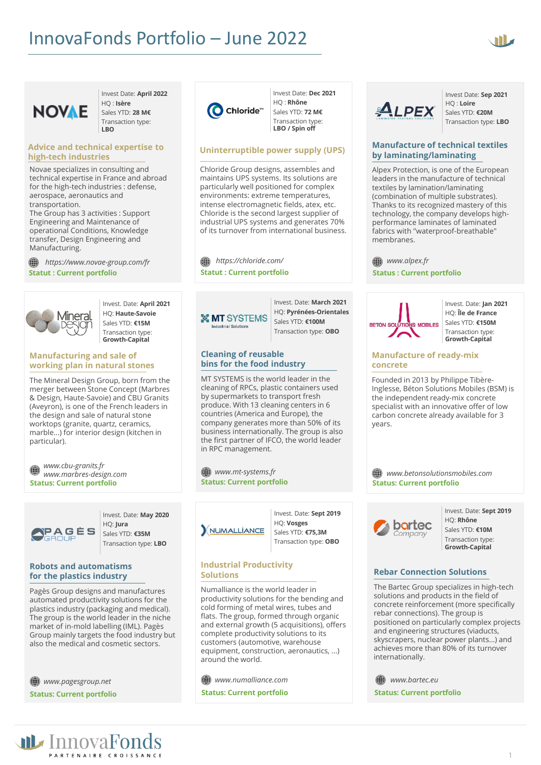# InnovaFonds Portfolio – June 2022

## NOVAE

Invest Date: **April 2022**
HQ : **Isère**
Sales YTD: **28 M€**
Transaction type: **LBO**

### Advice and technical expertise to high-tech industries

Novae specializes in consulting and technical expertise in France and abroad for the high-tech industries : defense, aerospace, aeronautics and transportation.
The Group has 3 activities : Support Engineering and Maintenance of operational Conditions, Knowledge transfer, Design Engineering and Manufacturing.

*https://www.novae-group.com/fr*

**Statut : Current portfolio**

## Chloride

Invest Date: **Dec 2021**
HQ : **Rhône**
Sales YTD: **72 M€**
Transaction type: **LBO / Spin off**

### Uninterruptible power supply (UPS)

Chloride Group designs, assembles and maintains UPS systems. Its solutions are particularly well positioned for complex environments: extreme temperatures, intense electromagnetic fields, atex, etc. Chloride is the second largest supplier of industrial UPS systems and generates 70% of its turnover from international business.

*https://chloride.com/*

**Statut : Current portfolio**

## ALPEX

Invest Date: **Sep 2021**
HQ : **Loire**
Sales YTD: **€20M**
Transaction type: **LBO**

### Manufacture of technical textiles by laminating/laminating

Alpex Protection, is one of the European leaders in the manufacture of technical textiles by lamination/laminating (combination of multiple substrates). Thanks to its recognized mastery of this technology, the company develops high-performance laminates of laminated fabrics with "waterproof-breathable" membranes.

*www.alpex.fr*

**Status : Current portfolio**

## Mineral Design

Invest. Date: **April 2021**
HQ: **Haute-Savoie**
Sales YTD: **€15M**
Transaction type: **Growth-Capital**

### Manufacturing and sale of working plan in natural stones

The Mineral Design Group, born from the merger between Stone Concept (Marbres & Design, Haute-Savoie) and CBU Granits (Aveyron), is one of the French leaders in the design and sale of natural stone worktops (granite, quartz, ceramics, marble...) for interior design (kitchen in particular).

*www.cbu-granits.fr*
*www.marbres-design.com*

**Status: Current portfolio**

## MT SYSTEMS

Invest. Date: **March 2021**
HQ: **Pyrénées-Orientales**
Sales YTD: **€100M**
Transaction type: **OBO**

### Cleaning of reusable bins for the food industry

MT SYSTEMS is the world leader in the cleaning of RPCs, plastic containers used by supermarkets to transport fresh produce. With 13 cleaning centers in 6 countries (America and Europe), the company generates more than 50% of its business internationally. The group is also the first partner of IFCO, the world leader in RPC management.

*www.mt-systems.fr*

**Status: Current portfolio**

## BETON SOLUTIONS MOBILES

Invest. Date: **Jan 2021**
HQ: **Île de France**
Sales YTD: **€150M**
Transaction type: **Growth-Capital**

### Manufacture of ready-mix concrete

Founded in 2013 by Philippe Tibère-Inglesse, Béton Solutions Mobiles (BSM) is the independent ready-mix concrete specialist with an innovative offer of low carbon concrete already available for 3 years.

*www.betonsolutionsmobiles.com*

**Status: Current portfolio**

## PAGÈS GROUP

Invest. Date: **May 2020**
HQ: **Jura**
Sales YTD: **€35M**
Transaction type: **LBO**

### Robots and automatisms for the plastics industry

Pagès Group designs and manufactures automated productivity solutions for the plastics industry (packaging and medical). The group is the world leader in the niche market of in-mold labelling (IML). Pagès Group mainly targets the food industry but also the medical and cosmetic sectors.

*www.pagesgroup.net*

**Status: Current portfolio**

## NUMALLIANCE

Invest. Date: **Sept 2019**
HQ: **Vosges**
Sales YTD: **€75,3M**
Transaction type: **OBO**

### Industrial Productivity Solutions

Numalliance is the world leader in productivity solutions for the bending and cold forming of metal wires, tubes and flats. The group, formed through organic and external growth (5 acquisitions), offers complete productivity solutions to its customers (automotive, warehouse equipment, construction, aeronautics, ...) around the world.

*www.numalliance.com*

**Status: Current portfolio**

## bartec Company

Invest. Date: **Sept 2019**
HQ: **Rhône**
Sales YTD: **€10M**
Transaction type: **Growth-Capital**

### Rebar Connection Solutions

The Bartec Group specializes in high-tech solutions and products in the field of concrete reinforcement (more specifically rebar connections). The group is positioned on particularly complex projects and engineering structures (viaducts, skyscrapers, nuclear power plants...) and achieves more than 80% of its turnover internationally.

*www.bartec.eu*

**Status: Current portfolio**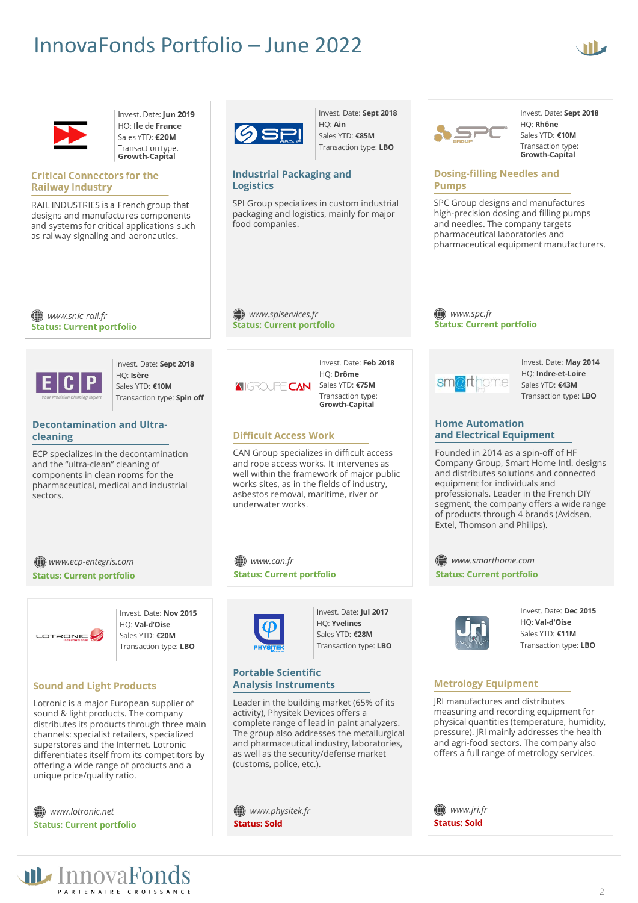# InnovaFonds Portfolio – June 2022

Invest. Date: **Jun 2019**
HQ: **Île de France**
Sales YTD: **€20M**
Transaction type: **Growth-Capital**

### Critical Connectors for the Railway Industry

RAIL INDUSTRIES is a French group that designs and manufactures components and systems for critical applications such as railway signaling and aeronautics.

*www.snic-rail.fr*
**Status: Current portfolio**

---

Invest. Date: **Sept 2018**
HQ: **Ain**
Sales YTD: **€85M**
Transaction type: **LBO**

### Industrial Packaging and Logistics

SPI Group specializes in custom industrial packaging and logistics, mainly for major food companies.

*www.spiservices.fr*
**Status: Current portfolio**

---

Invest. Date: **Sept 2018**
HQ: **Rhône**
Sales YTD: **€10M**
Transaction type: **Growth-Capital**

### Dosing-filling Needles and Pumps

SPC Group designs and manufactures high-precision dosing and filling pumps and needles. The company targets pharmaceutical laboratories and pharmaceutical equipment manufacturers.

*www.spc.fr*
**Status: Current portfolio**

---

Invest. Date: **Sept 2018**
HQ: **Isère**
Sales YTD: **€10M**
Transaction type: **Spin off**

### Decontamination and Ultra-cleaning

ECP specializes in the decontamination and the "ultra-clean" cleaning of components in clean rooms for the pharmaceutical, medical and industrial sectors.

*www.ecp-entegris.com*
**Status: Current portfolio**

---

Invest. Date: **Feb 2018**
HQ: **Drôme**
Sales YTD: **€75M**
Transaction type: **Growth-Capital**

### Difficult Access Work

CAN Group specializes in difficult access and rope access works. It intervenes as well within the framework of major public works sites, as in the fields of industry, asbestos removal, maritime, river or underwater works.

*www.can.fr*
**Status: Current portfolio**

---

Invest. Date: **May 2014**
HQ: **Indre-et-Loire**
Sales YTD: **€43M**
Transaction type: **LBO**

### Home Automation and Electrical Equipment

Founded in 2014 as a spin-off of HF Company Group, Smart Home Intl. designs and distributes solutions and connected equipment for individuals and professionals. Leader in the French DIY segment, the company offers a wide range of products through 4 brands (Avidsen, Extel, Thomson and Philips).

*www.smarthome.com*
**Status: Current portfolio**

---

Invest. Date: **Nov 2015**
HQ: **Val-d'Oise**
Sales YTD: **€20M**
Transaction type: **LBO**

### Sound and Light Products

Lotronic is a major European supplier of sound & light products. The company distributes its products through three main channels: specialist retailers, specialized superstores and the Internet. Lotronic differentiates itself from its competitors by offering a wide range of products and a unique price/quality ratio.

*www.lotronic.net*
**Status: Current portfolio**

---

Invest. Date: **Jul 2017**
HQ: **Yvelines**
Sales YTD: **€28M**
Transaction type: **LBO**

### Portable Scientific Analysis Instruments

Leader in the building market (65% of its activity), Physitek Devices offers a complete range of lead in paint analyzers. The group also addresses the metallurgical and pharmaceutical industry, laboratories, as well as the security/defense market (customs, police, etc.).

*www.physitek.fr*
**Status: Sold**

---

Invest. Date: **Dec 2015**
HQ: **Val-d'Oise**
Sales YTD: **€11M**
Transaction type: **LBO**

### Metrology Equipment

JRI manufactures and distributes measuring and recording equipment for physical quantities (temperature, humidity, pressure). JRI mainly addresses the health and agri-food sectors. The company also offers a full range of metrology services.

*www.jri.fr*
**Status: Sold**

---

InnovaFonds PARTENAIRE CROISSANCE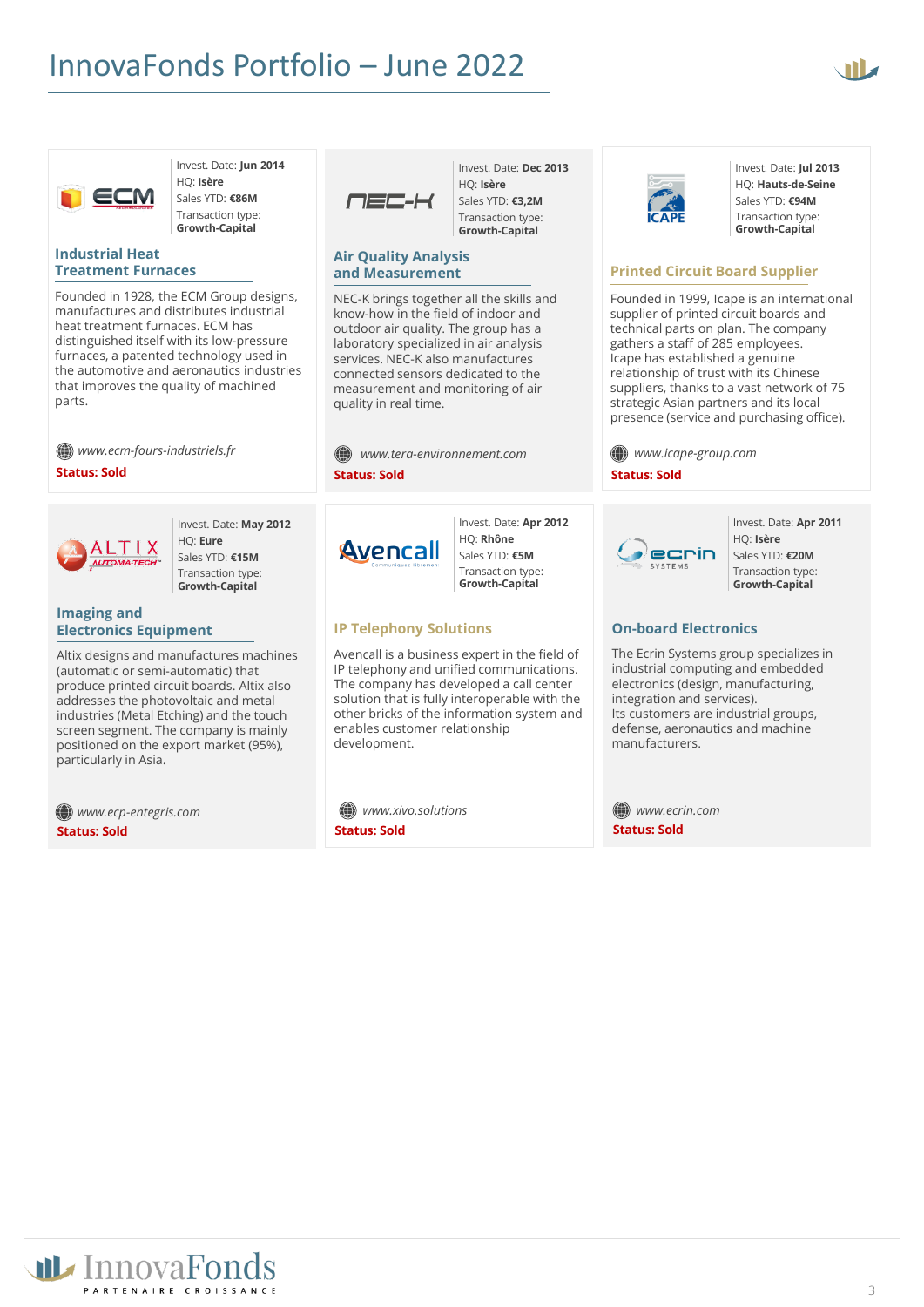# InnovaFonds Portfolio – June 2022

Invest. Date: **Jun 2014**
HQ: **Isère**
Sales YTD: **€86M**
Transaction type: **Growth-Capital**

### Industrial Heat Treatment Furnaces

Founded in 1928, the ECM Group designs, manufactures and distributes industrial heat treatment furnaces. ECM has distinguished itself with its low-pressure furnaces, a patented technology used in the automotive and aeronautics industries that improves the quality of machined parts.

*www.ecm-fours-industriels.fr*

**Status: Sold**

---

Invest. Date: **Dec 2013**
HQ: **Isère**
Sales YTD: **€3,2M**
Transaction type: **Growth-Capital**

### Air Quality Analysis and Measurement

NEC-K brings together all the skills and know-how in the field of indoor and outdoor air quality. The group has a laboratory specialized in air analysis services. NEC-K also manufactures connected sensors dedicated to the measurement and monitoring of air quality in real time.

*www.tera-environnement.com*

**Status: Sold**

---

Invest. Date: **Jul 2013**
HQ: **Hauts-de-Seine**
Sales YTD: **€94M**
Transaction type: **Growth-Capital**

### Printed Circuit Board Supplier

Founded in 1999, Icape is an international supplier of printed circuit boards and technical parts on plan. The company gathers a staff of 285 employees.
Icape has established a genuine relationship of trust with its Chinese suppliers, thanks to a vast network of 75 strategic Asian partners and its local presence (service and purchasing office).

*www.icape-group.com*

**Status: Sold**

---

Invest. Date: **May 2012**
HQ: **Eure**
Sales YTD: **€15M**
Transaction type: **Growth-Capital**

### Imaging and Electronics Equipment

Altix designs and manufactures machines (automatic or semi-automatic) that produce printed circuit boards. Altix also addresses the photovoltaic and metal industries (Metal Etching) and the touch screen segment. The company is mainly positioned on the export market (95%), particularly in Asia.

*www.ecp-entegris.com*

**Status: Sold**

---

Invest. Date: **Apr 2012**
HQ: **Rhône**
Sales YTD: **€5M**
Transaction type: **Growth-Capital**

### IP Telephony Solutions

Avencall is a business expert in the field of IP telephony and unified communications. The company has developed a call center solution that is fully interoperable with the other bricks of the information system and enables customer relationship development.

*www.xivo.solutions*

**Status: Sold**

---

Invest. Date: **Apr 2011**
HQ: **Isère**
Sales YTD: **€20M**
Transaction type: **Growth-Capital**

### On-board Electronics

The Ecrin Systems group specializes in industrial computing and embedded electronics (design, manufacturing, integration and services).
Its customers are industrial groups, defense, aeronautics and machine manufacturers.

*www.ecrin.com*

**Status: Sold**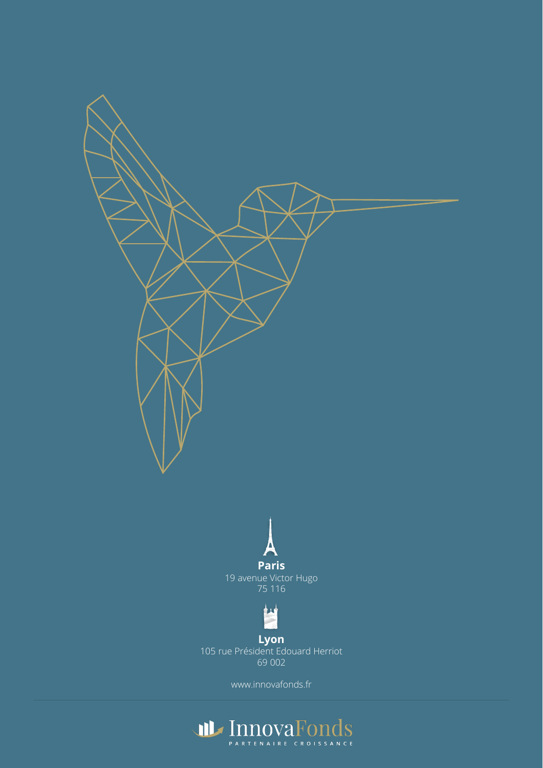**Paris**
19 avenue Victor Hugo
75 116

**Lyon**
105 rue Président Edouard Herriot
69 002

www.innovafonds.fr

InnovaFonds
PARTENAIRE CROISSANCE